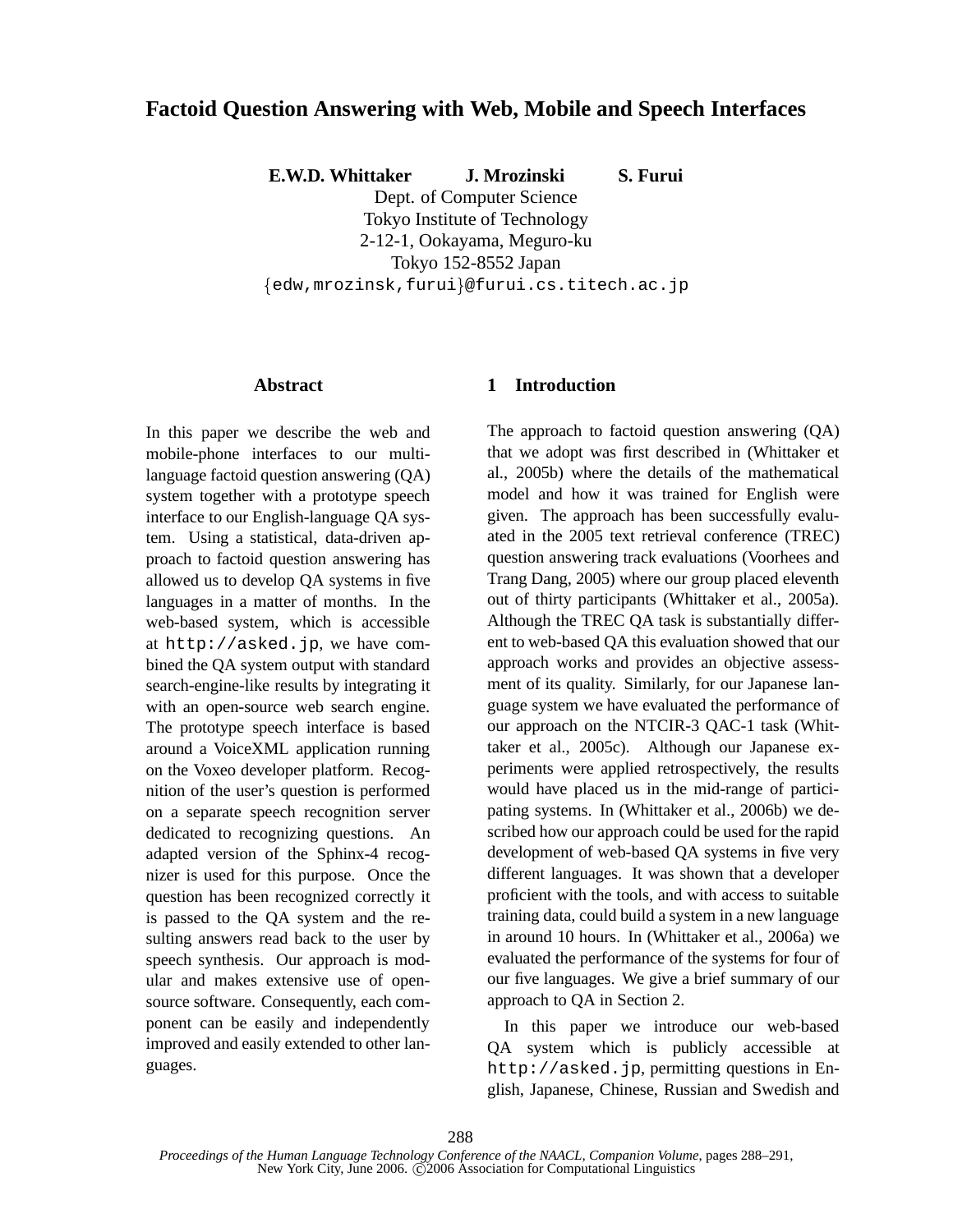# Factoid Question Answering with Web, Mobile and Speech Interfaces

**E.W.D. Whittaker** **J. Mrozinski** **S. Furui**

Dept. of Computer Science
Tokyo Institute of Technology
2-12-1, Ookayama, Meguro-ku
Tokyo 152-8552 Japan
{edw,mrozinsk,furui}@furui.cs.titech.ac.jp

## Abstract

In this paper we describe the web and mobile-phone interfaces to our multi-language factoid question answering (QA) system together with a prototype speech interface to our English-language QA system. Using a statistical, data-driven approach to factoid question answering has allowed us to develop QA systems in five languages in a matter of months. In the web-based system, which is accessible at `http://asked.jp`, we have combined the QA system output with standard search-engine-like results by integrating it with an open-source web search engine. The prototype speech interface is based around a VoiceXML application running on the Voxeo developer platform. Recognition of the user's question is performed on a separate speech recognition server dedicated to recognizing questions. An adapted version of the Sphinx-4 recognizer is used for this purpose. Once the question has been recognized correctly it is passed to the QA system and the resulting answers read back to the user by speech synthesis. Our approach is modular and makes extensive use of open-source software. Consequently, each component can be easily and independently improved and easily extended to other languages.

## 1 Introduction

The approach to factoid question answering (QA) that we adopt was first described in (Whittaker et al., 2005b) where the details of the mathematical model and how it was trained for English were given. The approach has been successfully evaluated in the 2005 text retrieval conference (TREC) question answering track evaluations (Voorhees and Trang Dang, 2005) where our group placed eleventh out of thirty participants (Whittaker et al., 2005a). Although the TREC QA task is substantially different to web-based QA this evaluation showed that our approach works and provides an objective assessment of its quality. Similarly, for our Japanese language system we have evaluated the performance of our approach on the NTCIR-3 QAC-1 task (Whittaker et al., 2005c). Although our Japanese experiments were applied retrospectively, the results would have placed us in the mid-range of participating systems. In (Whittaker et al., 2006b) we described how our approach could be used for the rapid development of web-based QA systems in five very different languages. It was shown that a developer proficient with the tools, and with access to suitable training data, could build a system in a new language in around 10 hours. In (Whittaker et al., 2006a) we evaluated the performance of the systems for four of our five languages. We give a brief summary of our approach to QA in Section 2.

In this paper we introduce our web-based QA system which is publicly accessible at `http://asked.jp`, permitting questions in English, Japanese, Chinese, Russian and Swedish and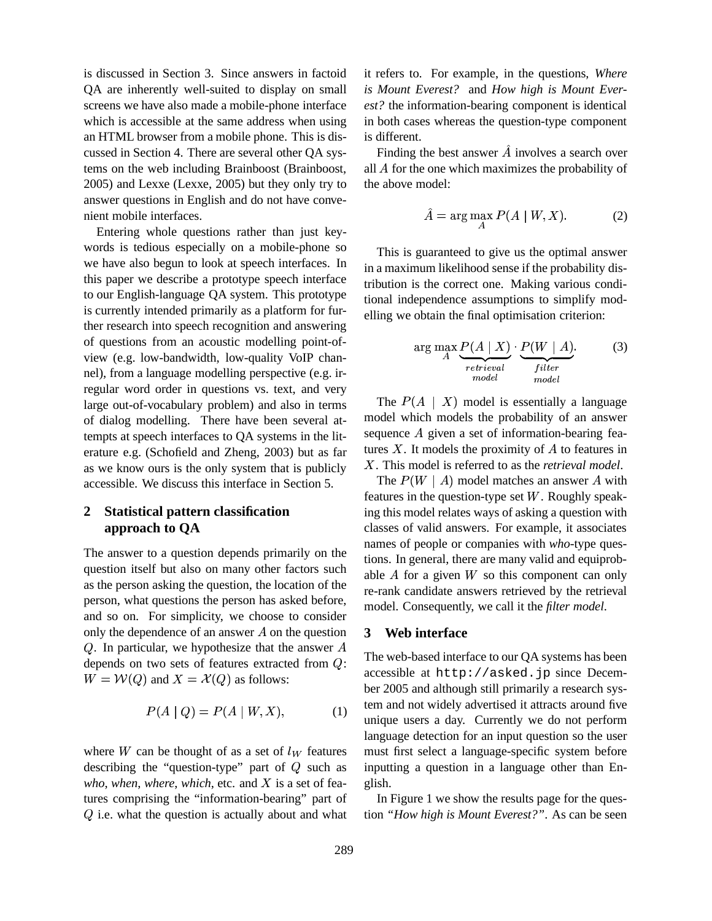is discussed in Section 3. Since answers in factoid QA are inherently well-suited to display on small screens we have also made a mobile-phone interface which is accessible at the same address when using an HTML browser from a mobile phone. This is discussed in Section 4. There are several other QA systems on the web including Brainboost (Brainboost, 2005) and Lexxe (Lexxe, 2005) but they only try to answer questions in English and do not have convenient mobile interfaces.

Entering whole questions rather than just keywords is tedious especially on a mobile-phone so we have also begun to look at speech interfaces. In this paper we describe a prototype speech interface to our English-language QA system. This prototype is currently intended primarily as a platform for further research into speech recognition and answering of questions from an acoustic modelling point-of-view (e.g. low-bandwidth, low-quality VoIP channel), from a language modelling perspective (e.g. irregular word order in questions vs. text, and very large out-of-vocabulary problem) and also in terms of dialog modelling. There have been several attempts at speech interfaces to QA systems in the literature e.g. (Schofield and Zheng, 2003) but as far as we know ours is the only system that is publicly accessible. We discuss this interface in Section 5.

## 2 Statistical pattern classification approach to QA

The answer to a question depends primarily on the question itself but also on many other factors such as the person asking the question, the location of the person, what questions the person has asked before, and so on. For simplicity, we choose to consider only the dependence of an answer $A$ on the question $Q$. In particular, we hypothesize that the answer $A$ depends on two sets of features extracted from $Q$: $W = \mathcal{W}(Q)$ and $X = \mathcal{X}(Q)$ as follows:

$$P(A \mid Q) = P(A \mid W, X), \tag{1}$$

where $W$ can be thought of as a set of $l_W$ features describing the "question-type" part of $Q$ such as *who*, *when*, *where*, *which*, etc. and $X$ is a set of features comprising the "information-bearing" part of $Q$ i.e. what the question is actually about and what it refers to. For example, in the questions, *Where is Mount Everest?* and *How high is Mount Everest?* the information-bearing component is identical in both cases whereas the question-type component is different.

Finding the best answer $\hat{A}$ involves a search over all $A$ for the one which maximizes the probability of the above model:

$$\hat{A} = \arg\max_A P(A \mid W, X). \tag{2}$$

This is guaranteed to give us the optimal answer in a maximum likelihood sense if the probability distribution is the correct one. Making various conditional independence assumptions to simplify modelling we obtain the final optimisation criterion:

$$\arg\max_A \underbrace{P(A \mid X)}_{\substack{retrieval \\ model}} \cdot \underbrace{P(W \mid A)}_{\substack{filter \\ model}}. \tag{3}$$

The $P(A \mid X)$ model is essentially a language model which models the probability of an answer sequence $A$ given a set of information-bearing features $X$. It models the proximity of $A$ to features in $X$. This model is referred to as the *retrieval model*.

The $P(W \mid A)$ model matches an answer $A$ with features in the question-type set $W$. Roughly speaking this model relates ways of asking a question with classes of valid answers. For example, it associates names of people or companies with *who*-type questions. In general, there are many valid and equiprobable $A$ for a given $W$ so this component can only re-rank candidate answers retrieved by the retrieval model. Consequently, we call it the *filter model*.

## 3 Web interface

The web-based interface to our QA systems has been accessible at `http://asked.jp` since December 2005 and although still primarily a research system and not widely advertised it attracts around five unique users a day. Currently we do not perform language detection for an input question so the user must first select a language-specific system before inputting a question in a language other than English.

In Figure 1 we show the results page for the question *"How high is Mount Everest?"*. As can be seen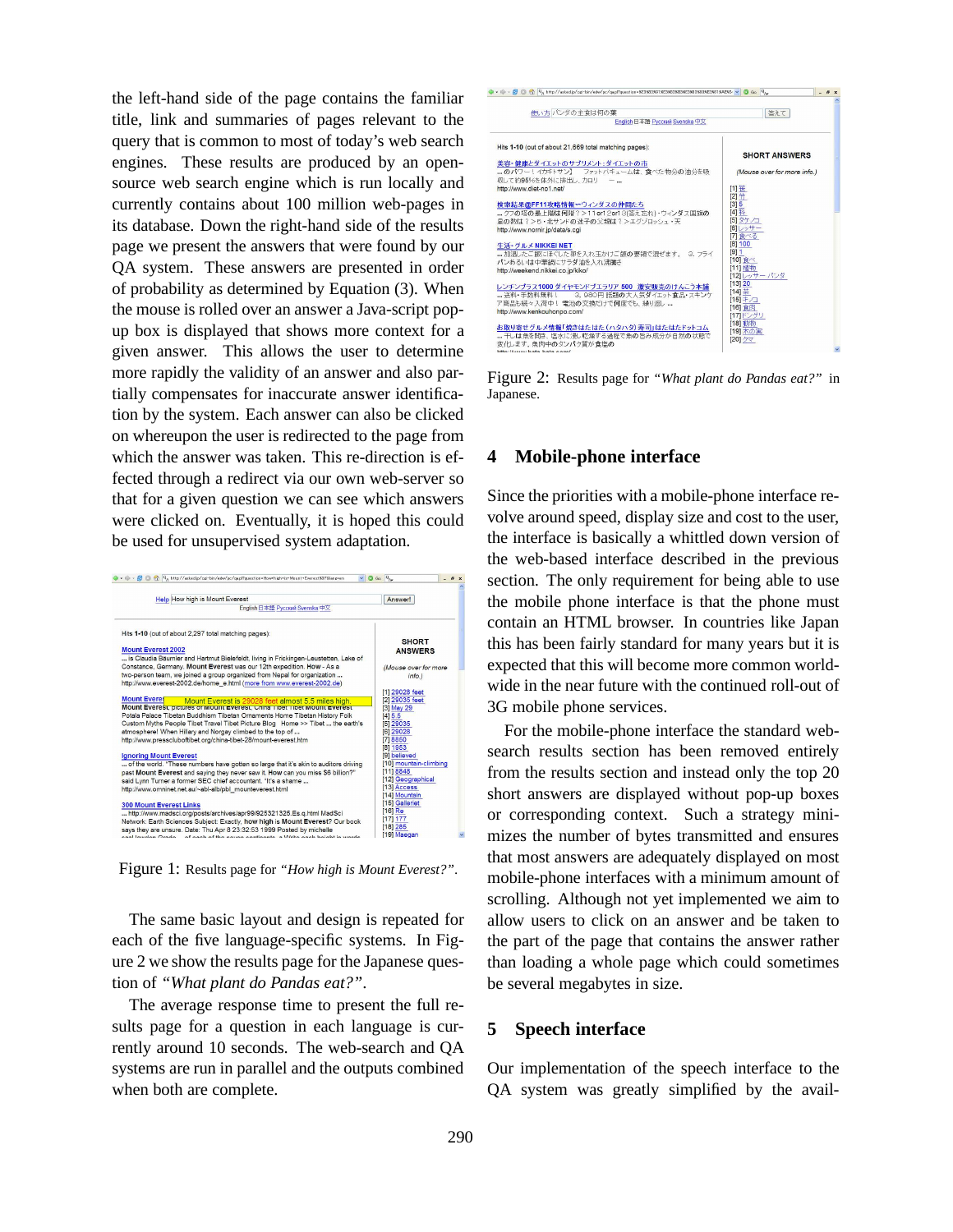the left-hand side of the page contains the familiar title, link and summaries of pages relevant to the query that is common to most of today's web search engines. These results are produced by an open-source web search engine which is run locally and currently contains about 100 million web-pages in its database. Down the right-hand side of the results page we present the answers that were found by our QA system. These answers are presented in order of probability as determined by Equation (3). When the mouse is rolled over an answer a Java-script pop-up box is displayed that shows more context for a given answer. This allows the user to determine more rapidly the validity of an answer and also partially compensates for inaccurate answer identification by the system. Each answer can also be clicked on whereupon the user is redirected to the page from which the answer was taken. This re-direction is effected through a redirect via our own web-server so that for a given question we can see which answers were clicked on. Eventually, it is hoped this could be used for unsupervised system adaptation.

Figure 1: Results page for *"How high is Mount Everest?"*.

The same basic layout and design is repeated for each of the five language-specific systems. In Figure 2 we show the results page for the Japanese question of *"What plant do Pandas eat?"*.

The average response time to present the full results page for a question in each language is currently around 10 seconds. The web-search and QA systems are run in parallel and the outputs combined when both are complete.

Figure 2: Results page for *"What plant do Pandas eat?"* in Japanese.

## 4 Mobile-phone interface

Since the priorities with a mobile-phone interface revolve around speed, display size and cost to the user, the interface is basically a whittled down version of the web-based interface described in the previous section. The only requirement for being able to use the mobile phone interface is that the phone must contain an HTML browser. In countries like Japan this has been fairly standard for many years but it is expected that this will become more common worldwide in the near future with the continued roll-out of 3G mobile phone services.

For the mobile-phone interface the standard web-search results section has been removed entirely from the results section and instead only the top 20 short answers are displayed without pop-up boxes or corresponding context. Such a strategy minimizes the number of bytes transmitted and ensures that most answers are adequately displayed on most mobile-phone interfaces with a minimum amount of scrolling. Although not yet implemented we aim to allow users to click on an answer and be taken to the part of the page that contains the answer rather than loading a whole page which could sometimes be several megabytes in size.

## 5 Speech interface

Our implementation of the speech interface to the QA system was greatly simplified by the avail-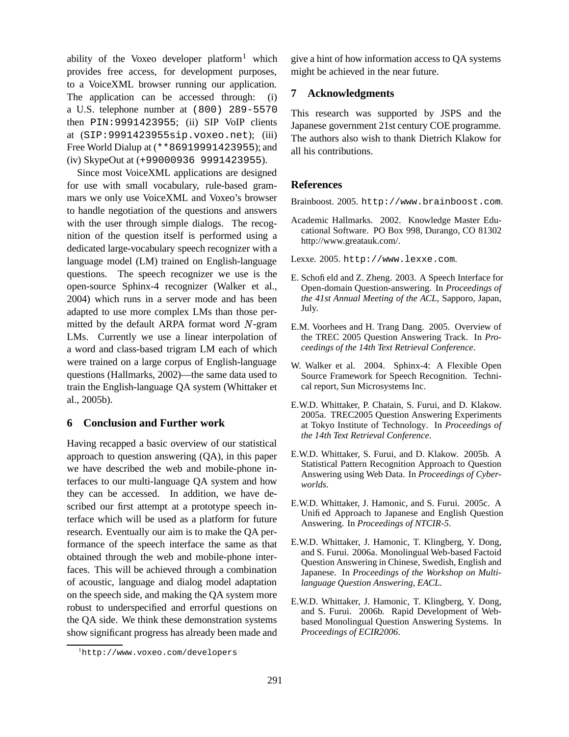ability of the Voxeo developer platform[1] which provides free access, for development purposes, to a VoiceXML browser running our application. The application can be accessed through: (i) a U.S. telephone number at (800) 289-5570 then PIN:9991423955; (ii) SIP VoIP clients at (SIP:9991423955sip.voxeo.net); (iii) Free World Dialup at (**86919991423955); and (iv) SkypeOut at (+99000936 9991423955).

Since most VoiceXML applications are designed for use with small vocabulary, rule-based grammars we only use VoiceXML and Voxeo's browser to handle negotiation of the questions and answers with the user through simple dialogs. The recognition of the question itself is performed using a dedicated large-vocabulary speech recognizer with a language model (LM) trained on English-language questions. The speech recognizer we use is the open-source Sphinx-4 recognizer (Walker et al., 2004) which runs in a server mode and has been adapted to use more complex LMs than those permitted by the default ARPA format word $N$-gram LMs. Currently we use a linear interpolation of a word and class-based trigram LM each of which were trained on a large corpus of English-language questions (Hallmarks, 2002)—the same data used to train the English-language QA system (Whittaker et al., 2005b).

## 6 Conclusion and Further work

Having recapped a basic overview of our statistical approach to question answering (QA), in this paper we have described the web and mobile-phone interfaces to our multi-language QA system and how they can be accessed. In addition, we have described our first attempt at a prototype speech interface which will be used as a platform for future research. Eventually our aim is to make the QA performance of the speech interface the same as that obtained through the web and mobile-phone interfaces. This will be achieved through a combination of acoustic, language and dialog model adaptation on the speech side, and making the QA system more robust to underspecified and errorful questions on the QA side. We think these demonstration systems show significant progress has already been made and give a hint of how information access to QA systems might be achieved in the near future.

[1] http://www.voxeo.com/developers

## 7 Acknowledgments

This research was supported by JSPS and the Japanese government 21st century COE programme. The authors also wish to thank Dietrich Klakow for all his contributions.

## References

Brainboost. 2005. http://www.brainboost.com.

Academic Hallmarks. 2002. Knowledge Master Educational Software. PO Box 998, Durango, CO 81302 http://www.greatauk.com/.

Lexxe. 2005. http://www.lexxe.com.

E. Schofield and Z. Zheng. 2003. A Speech Interface for Open-domain Question-answering. In *Proceedings of the 41st Annual Meeting of the ACL*, Sapporo, Japan, July.

E.M. Voorhees and H. Trang Dang. 2005. Overview of the TREC 2005 Question Answering Track. In *Proceedings of the 14th Text Retrieval Conference*.

W. Walker et al. 2004. Sphinx-4: A Flexible Open Source Framework for Speech Recognition. Technical report, Sun Microsystems Inc.

E.W.D. Whittaker, P. Chatain, S. Furui, and D. Klakow. 2005a. TREC2005 Question Answering Experiments at Tokyo Institute of Technology. In *Proceedings of the 14th Text Retrieval Conference*.

E.W.D. Whittaker, S. Furui, and D. Klakow. 2005b. A Statistical Pattern Recognition Approach to Question Answering using Web Data. In *Proceedings of Cyberworlds*.

E.W.D. Whittaker, J. Hamonic, and S. Furui. 2005c. A Unified Approach to Japanese and English Question Answering. In *Proceedings of NTCIR-5*.

E.W.D. Whittaker, J. Hamonic, T. Klingberg, Y. Dong, and S. Furui. 2006a. Monolingual Web-based Factoid Question Answering in Chinese, Swedish, English and Japanese. In *Proceedings of the Workshop on Multi-language Question Answering, EACL*.

E.W.D. Whittaker, J. Hamonic, T. Klingberg, Y. Dong, and S. Furui. 2006b. Rapid Development of Web-based Monolingual Question Answering Systems. In *Proceedings of ECIR2006*.